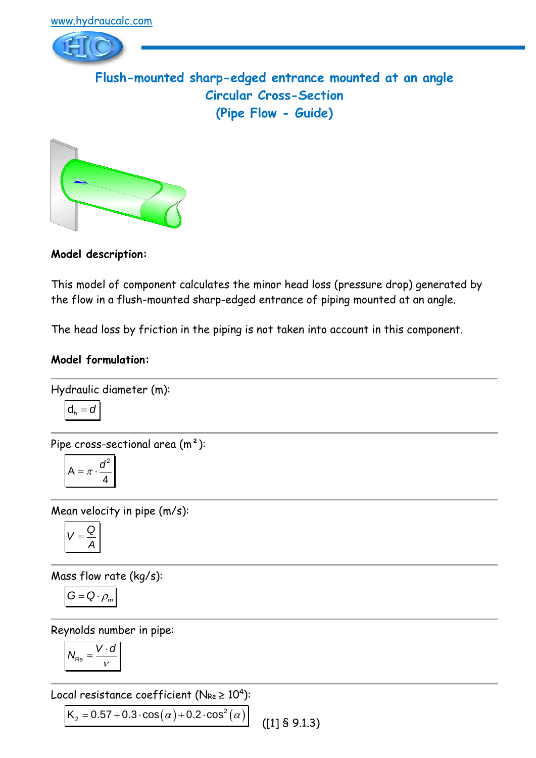www.hydraucalc.com

# Flush-mounted sharp-edged entrance mounted at an angle
## Circular Cross-Section
## (Pipe Flow - Guide)

**Model description:**

This model of component calculates the minor head loss (pressure drop) generated by the flow in a flush-mounted sharp-edged entrance of piping mounted at an angle.

The head loss by friction in the piping is not taken into account in this component.

**Model formulation:**

---

Hydraulic diameter (m):

$$d_h = d$$

---

Pipe cross-sectional area (m²):

$$A = \pi \cdot \frac{d^2}{4}$$

---

Mean velocity in pipe (m/s):

$$V = \frac{Q}{A}$$

---

Mass flow rate (kg/s):

$$G = Q \cdot \rho_m$$

---

Reynolds number in pipe:

$$N_{Re} = \frac{V \cdot d}{\nu}$$

---

Local resistance coefficient ($N_{Re} \geq 10^4$):

$$K_2 = 0.57 + 0.3 \cdot \cos(\alpha) + 0.2 \cdot \cos^2(\alpha)$$

([1] § 9.1.3)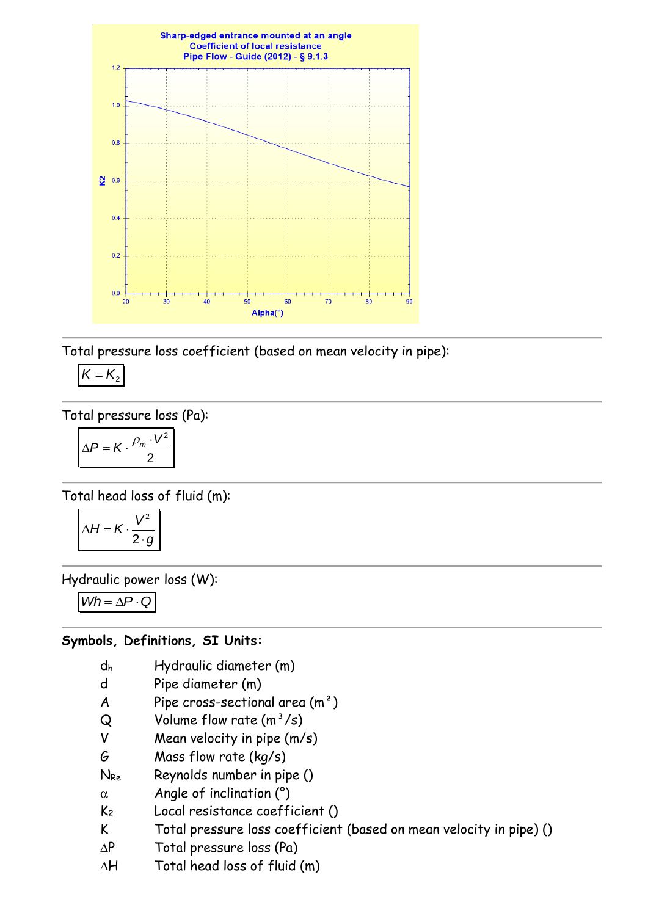Total pressure loss coefficient (based on mean velocity in pipe):

$$K = K_2$$

Total pressure loss (Pa):

$$\Delta P = K \cdot \frac{\rho_m \cdot V^2}{2}$$

Total head loss of fluid (m):

$$\Delta H = K \cdot \frac{V^2}{2 \cdot g}$$

Hydraulic power loss (W):

$$Wh = \Delta P \cdot Q$$

**Symbols, Definitions, SI Units:**

| | |
|---|---|
| $d_h$ | Hydraulic diameter (m) |
| $d$ | Pipe diameter (m) |
| $A$ | Pipe cross-sectional area (m²) |
| $Q$ | Volume flow rate (m³/s) |
| $V$ | Mean velocity in pipe (m/s) |
| $G$ | Mass flow rate (kg/s) |
| $N_{Re}$ | Reynolds number in pipe () |
| $\alpha$ | Angle of inclination (°) |
| $K_2$ | Local resistance coefficient () |
| $K$ | Total pressure loss coefficient (based on mean velocity in pipe) () |
| $\Delta P$ | Total pressure loss (Pa) |
| $\Delta H$ | Total head loss of fluid (m) |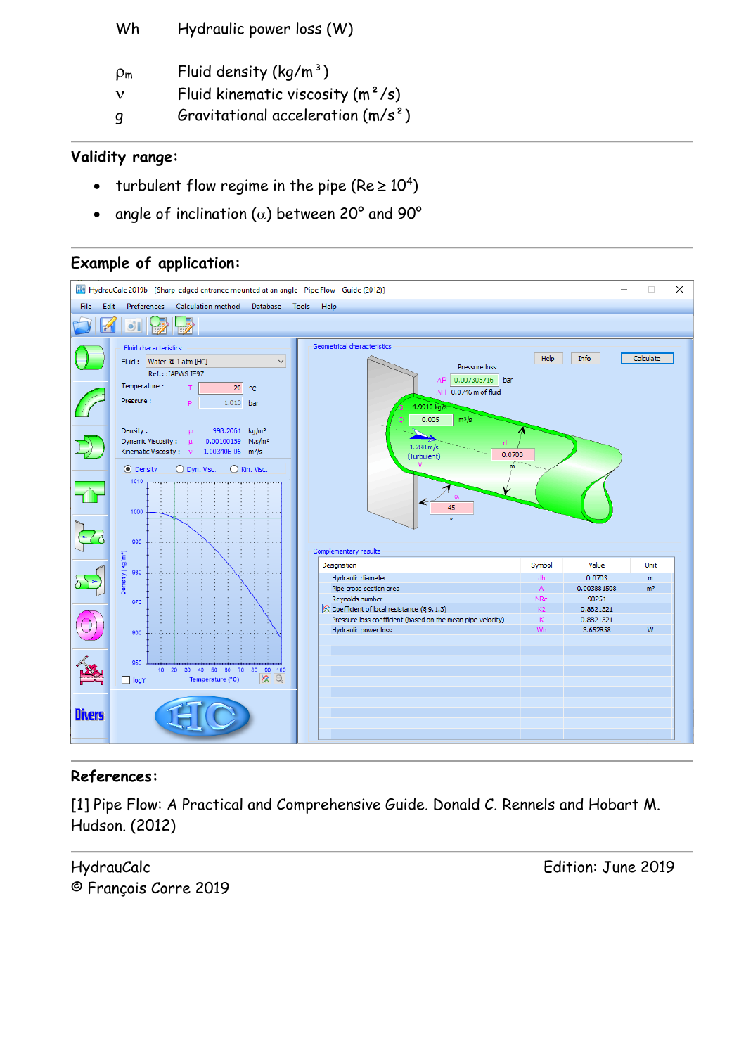| | |
|---|---|
| Wh | Hydraulic power loss (W) |
| $\rho_m$ | Fluid density (kg/m³) |
| ν | Fluid kinematic viscosity (m²/s) |
| g | Gravitational acceleration (m/s²) |

**Validity range:**

- turbulent flow regime in the pipe ($Re \geq 10^4$)
- angle of inclination ($\alpha$) between 20° and 90°

**Example of application:**

HydrauCalc 2019b - [Sharp-edged entrance mounted at an angle - Pipe Flow - Guide (2012)]

File Edit Preferences Calculation method Database Tools Help

Fluid characteristics

Fluid : Water @ 1 atm [HC]

Ref.: IAPWS IF97

Temperature : T 20 °C

Pressure : P 1.013 bar

Density : ρ 998.2061 kg/m³

Dynamic Viscosity : μ 0.00100159 N.s/m²

Kinematic Viscosity : ν 1.00340E-06 m²/s

Density Dyn. visc. Kin. visc.

1010
1000
990
980
970
960
950
10 20 30 40 50 60 70 80 90 100
Density (kg/m³)
Temperature (°C)
logY

Geometrical characteristics

Help Info Calculate

Pressure loss

ΔP 0.007305716 bar

ΔH 0.0746 m of fluid

G 4.9910 kg/s

Q 0.005 m³/s

1.288 m/s (Turbulent)

V

d 0.0703 m

α 45 °

Complementary results

| Designation | Symbol | Value | Unit |
|---|---|---|---|
| Hydraulic diameter | dh | 0.0703 | m |
| Pipe cross-section area | A | 0.003881508 | m² |
| Reynolds number | NRe | 90251 | |
| Coefficient of local resistance (§ 9.1.3) | K2 | 0.8821321 | |
| Pressure loss coefficient (based on the mean pipe velocity) | K | 0.8821321 | |
| Hydraulic power loss | Wh | 3.652858 | W |

**References:**

[1] Pipe Flow: A Practical and Comprehensive Guide. Donald C. Rennels and Hobart M. Hudson. (2012)

HydrauCalc
© François Corre 2019

Edition: June 2019